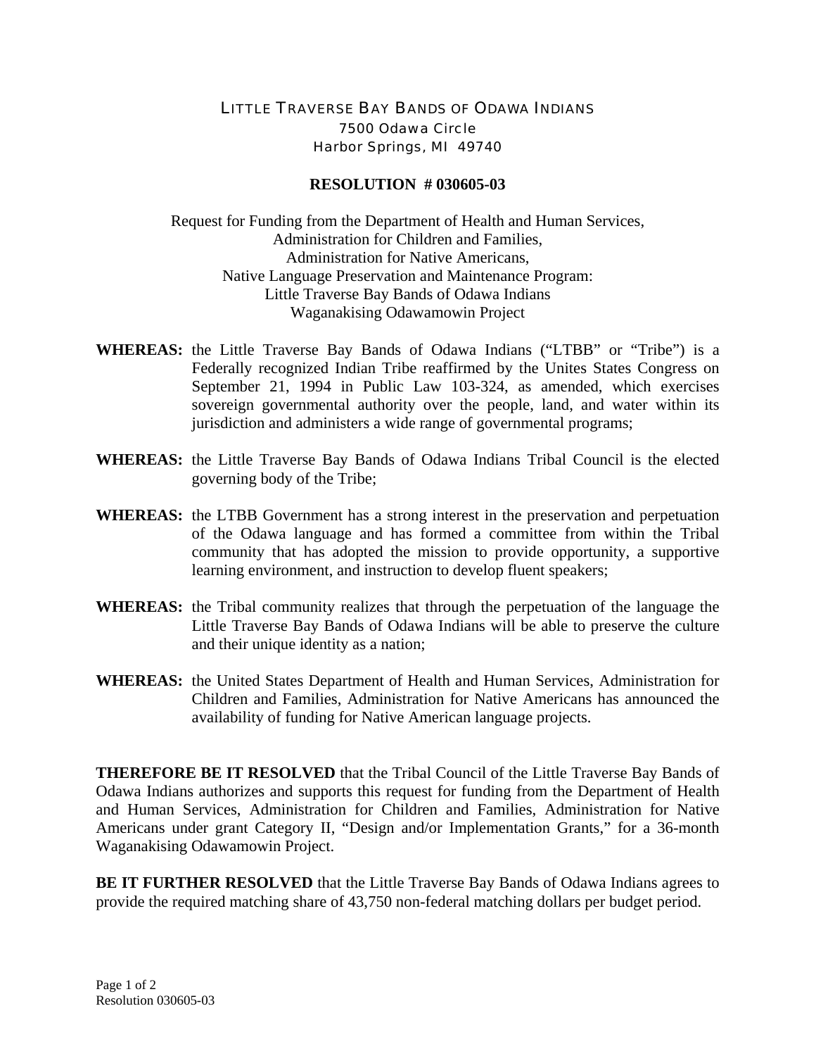LITTLE TRAVERSE BAY BANDS OF ODAWA INDIANS
7500 Odawa Circle
Harbor Springs, MI 49740

**RESOLUTION # 030605-03**

Request for Funding from the Department of Health and Human Services,
Administration for Children and Families,
Administration for Native Americans,
Native Language Preservation and Maintenance Program:
Little Traverse Bay Bands of Odawa Indians
Waganakising Odawamowin Project

**WHEREAS:** the Little Traverse Bay Bands of Odawa Indians ("LTBB" or "Tribe") is a Federally recognized Indian Tribe reaffirmed by the Unites States Congress on September 21, 1994 in Public Law 103-324, as amended, which exercises sovereign governmental authority over the people, land, and water within its jurisdiction and administers a wide range of governmental programs;

**WHEREAS:** the Little Traverse Bay Bands of Odawa Indians Tribal Council is the elected governing body of the Tribe;

**WHEREAS:** the LTBB Government has a strong interest in the preservation and perpetuation of the Odawa language and has formed a committee from within the Tribal community that has adopted the mission to provide opportunity, a supportive learning environment, and instruction to develop fluent speakers;

**WHEREAS:** the Tribal community realizes that through the perpetuation of the language the Little Traverse Bay Bands of Odawa Indians will be able to preserve the culture and their unique identity as a nation;

**WHEREAS:** the United States Department of Health and Human Services, Administration for Children and Families, Administration for Native Americans has announced the availability of funding for Native American language projects.

**THEREFORE BE IT RESOLVED** that the Tribal Council of the Little Traverse Bay Bands of Odawa Indians authorizes and supports this request for funding from the Department of Health and Human Services, Administration for Children and Families, Administration for Native Americans under grant Category II, "Design and/or Implementation Grants," for a 36-month Waganakising Odawamowin Project.

**BE IT FURTHER RESOLVED** that the Little Traverse Bay Bands of Odawa Indians agrees to provide the required matching share of 43,750 non-federal matching dollars per budget period.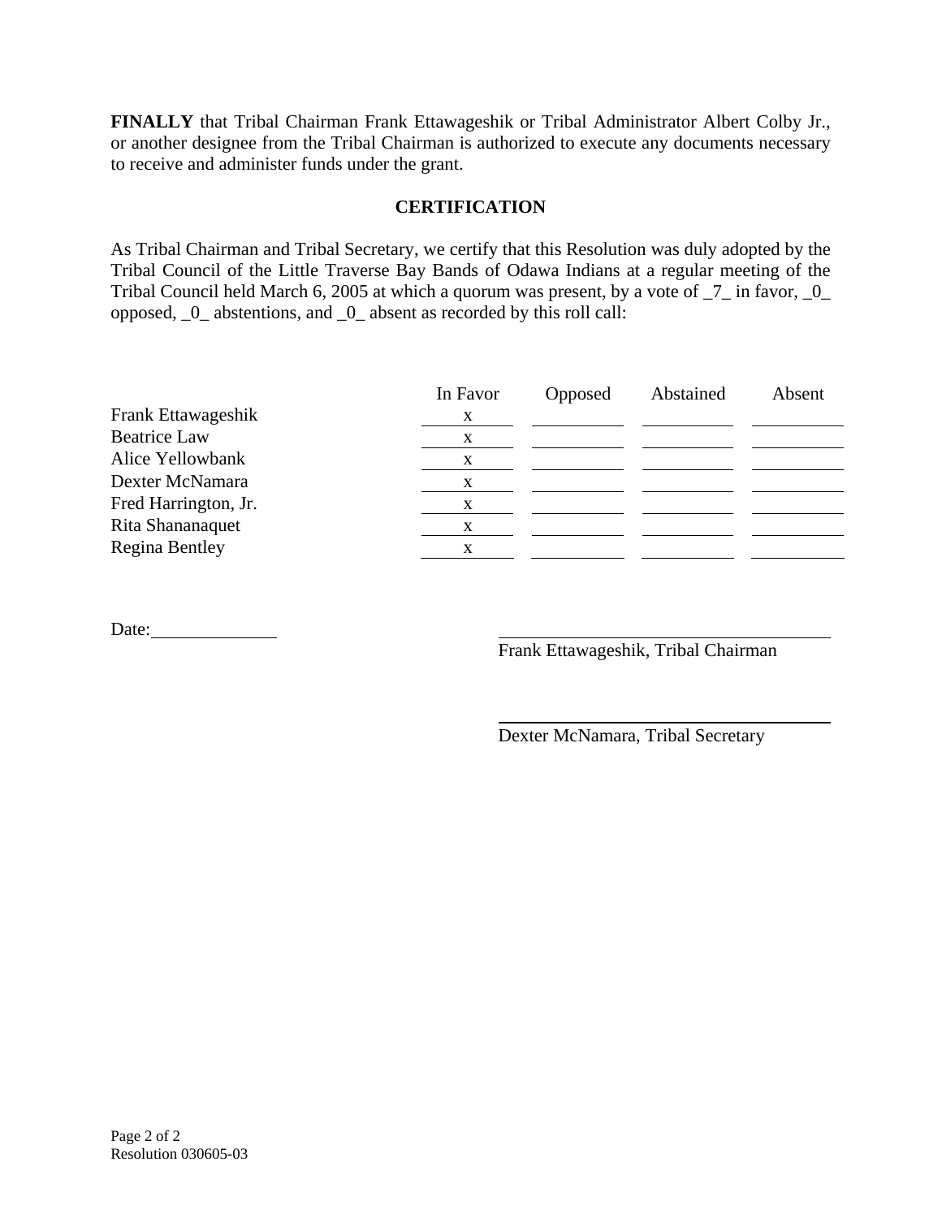**FINALLY** that Tribal Chairman Frank Ettawageshik or Tribal Administrator Albert Colby Jr., or another designee from the Tribal Chairman is authorized to execute any documents necessary to receive and administer funds under the grant.

## CERTIFICATION

As Tribal Chairman and Tribal Secretary, we certify that this Resolution was duly adopted by the Tribal Council of the Little Traverse Bay Bands of Odawa Indians at a regular meeting of the Tribal Council held March 6, 2005 at which a quorum was present, by a vote of _7_ in favor, _0_ opposed, _0_ abstentions, and _0_ absent as recorded by this roll call:

| | In Favor | Opposed | Abstained | Absent |
|---|---|---|---|---|
| Frank Ettawageshik | x | | | |
| Beatrice Law | x | | | |
| Alice Yellowbank | x | | | |
| Dexter McNamara | x | | | |
| Fred Harrington, Jr. | x | | | |
| Rita Shananaquet | x | | | |
| Regina Bentley | x | | | |

Date:______________

______________________________
Frank Ettawageshik, Tribal Chairman

______________________________
Dexter McNamara, Tribal Secretary

Resolution 030605-03